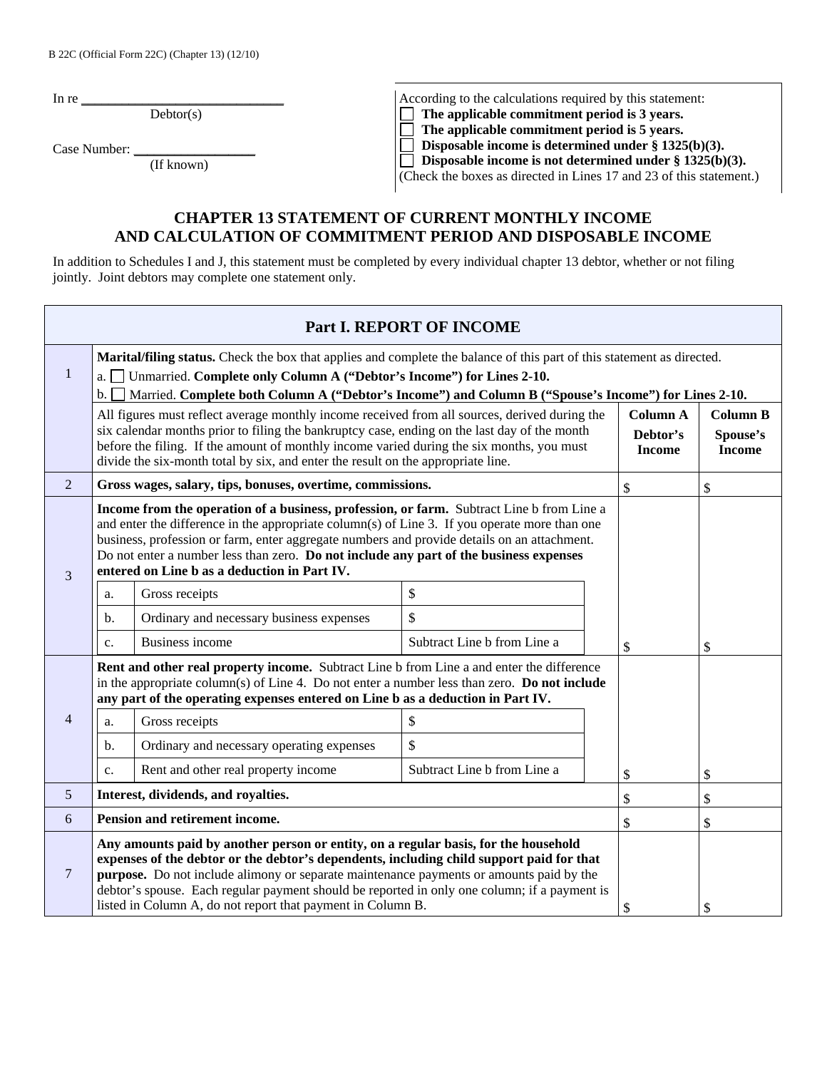B 22C (Official Form 22C) (Chapter 13) (12/10)

In re ______________________________
Debtor(s)

Case Number: _________________
(If known)

According to the calculations required by this statement:
☐ **The applicable commitment period is 3 years.**
☐ **The applicable commitment period is 5 years.**
☐ **Disposable income is determined under § 1325(b)(3).**
☐ **Disposable income is not determined under § 1325(b)(3).**
(Check the boxes as directed in Lines 17 and 23 of this statement.)

# CHAPTER 13 STATEMENT OF CURRENT MONTHLY INCOME AND CALCULATION OF COMMITMENT PERIOD AND DISPOSABLE INCOME

In addition to Schedules I and J, this statement must be completed by every individual chapter 13 debtor, whether or not filing jointly. Joint debtors may complete one statement only.

## Part I. REPORT OF INCOME

| | | | |
|---|---|---|---|
| 1 | **Marital/filing status.** Check the box that applies and complete the balance of this part of this statement as directed.<br>a. ☐ Unmarried. **Complete only Column A ("Debtor's Income") for Lines 2-10.**<br>b. ☐ Married. **Complete both Column A ("Debtor's Income") and Column B ("Spouse's Income") for Lines 2-10.** | | |
| | All figures must reflect average monthly income received from all sources, derived during the six calendar months prior to filing the bankruptcy case, ending on the last day of the month before the filing. If the amount of monthly income varied during the six months, you must divide the six-month total by six, and enter the result on the appropriate line. | **Column A Debtor's Income** | **Column B Spouse's Income** |
| 2 | **Gross wages, salary, tips, bonuses, overtime, commissions.** | $ | $ |
| 3 | **Income from the operation of a business, profession, or farm.** Subtract Line b from Line a and enter the difference in the appropriate column(s) of Line 3. If you operate more than one business, profession or farm, enter aggregate numbers and provide details on an attachment. Do not enter a number less than zero. **Do not include any part of the business expenses entered on Line b as a deduction in Part IV.**<br>a. Gross receipts — $<br>b. Ordinary and necessary business expenses — $<br>c. Business income — Subtract Line b from Line a | $ | $ |
| 4 | **Rent and other real property income.** Subtract Line b from Line a and enter the difference in the appropriate column(s) of Line 4. Do not enter a number less than zero. **Do not include any part of the operating expenses entered on Line b as a deduction in Part IV.**<br>a. Gross receipts — $<br>b. Ordinary and necessary operating expenses — $<br>c. Rent and other real property income — Subtract Line b from Line a | $ | $ |
| 5 | **Interest, dividends, and royalties.** | $ | $ |
| 6 | **Pension and retirement income.** | $ | $ |
| 7 | **Any amounts paid by another person or entity, on a regular basis, for the household expenses of the debtor or the debtor's dependents, including child support paid for that purpose.** Do not include alimony or separate maintenance payments or amounts paid by the debtor's spouse. Each regular payment should be reported in only one column; if a payment is listed in Column A, do not report that payment in Column B. | $ | $ |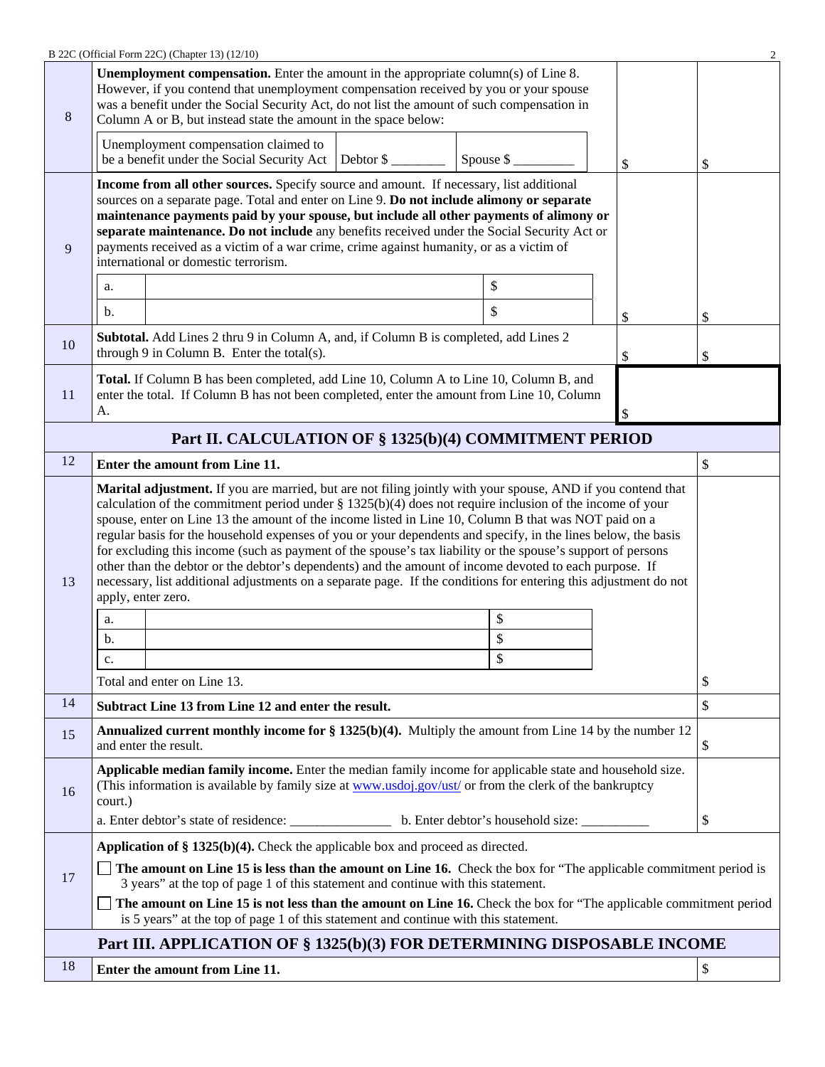| | | | |
|---|---|---|---|
| 8 | **Unemployment compensation.** Enter the amount in the appropriate column(s) of Line 8. However, if you contend that unemployment compensation received by you or your spouse was a benefit under the Social Security Act, do not list the amount of such compensation in Column A or B, but instead state the amount in the space below:<br><br>Unemployment compensation claimed to be a benefit under the Social Security Act \| Debtor $ ________ \| Spouse $ _________ | $ | $ |
| 9 | **Income from all other sources.** Specify source and amount. If necessary, list additional sources on a separate page. Total and enter on Line 9. **Do not include alimony or separate maintenance payments paid by your spouse, but include all other payments of alimony or separate maintenance. Do not include** any benefits received under the Social Security Act or payments received as a victim of a war crime, crime against humanity, or as a victim of international or domestic terrorism.<br><br>a. ____________ $<br>b. ____________ $ | $ | $ |
| 10 | **Subtotal.** Add Lines 2 thru 9 in Column A, and, if Column B is completed, add Lines 2 through 9 in Column B. Enter the total(s). | $ | $ |
| 11 | **Total.** If Column B has been completed, add Line 10, Column A to Line 10, Column B, and enter the total. If Column B has not been completed, enter the amount from Line 10, Column A. | $ | |

## Part II. CALCULATION OF § 1325(b)(4) COMMITMENT PERIOD

| | | |
|---|---|---|
| 12 | **Enter the amount from Line 11.** | $ |
| 13 | **Marital adjustment.** If you are married, but are not filing jointly with your spouse, AND if you contend that calculation of the commitment period under § 1325(b)(4) does not require inclusion of the income of your spouse, enter on Line 13 the amount of the income listed in Line 10, Column B that was NOT paid on a regular basis for the household expenses of you or your dependents and specify, in the lines below, the basis for excluding this income (such as payment of the spouse's tax liability or the spouse's support of persons other than the debtor or the debtor's dependents) and the amount of income devoted to each purpose. If necessary, list additional adjustments on a separate page. If the conditions for entering this adjustment do not apply, enter zero.<br><br>a. ____________ $<br>b. ____________ $<br>c. ____________ $<br><br>Total and enter on Line 13. | $ |
| 14 | **Subtract Line 13 from Line 12 and enter the result.** | $ |
| 15 | **Annualized current monthly income for § 1325(b)(4).** Multiply the amount from Line 14 by the number 12 and enter the result. | $ |
| 16 | **Applicable median family income.** Enter the median family income for applicable state and household size. (This information is available by family size at www.usdoj.gov/ust/ or from the clerk of the bankruptcy court.)<br><br>a. Enter debtor's state of residence: _______________ b. Enter debtor's household size: __________ | $ |
| 17 | **Application of § 1325(b)(4).** Check the applicable box and proceed as directed.<br><br>☐ **The amount on Line 15 is less than the amount on Line 16.** Check the box for "The applicable commitment period is 3 years" at the top of page 1 of this statement and continue with this statement.<br><br>☐ **The amount on Line 15 is not less than the amount on Line 16.** Check the box for "The applicable commitment period is 5 years" at the top of page 1 of this statement and continue with this statement. | |

## Part III. APPLICATION OF § 1325(b)(3) FOR DETERMINING DISPOSABLE INCOME

| | | |
|---|---|---|
| 18 | **Enter the amount from Line 11.** | $ |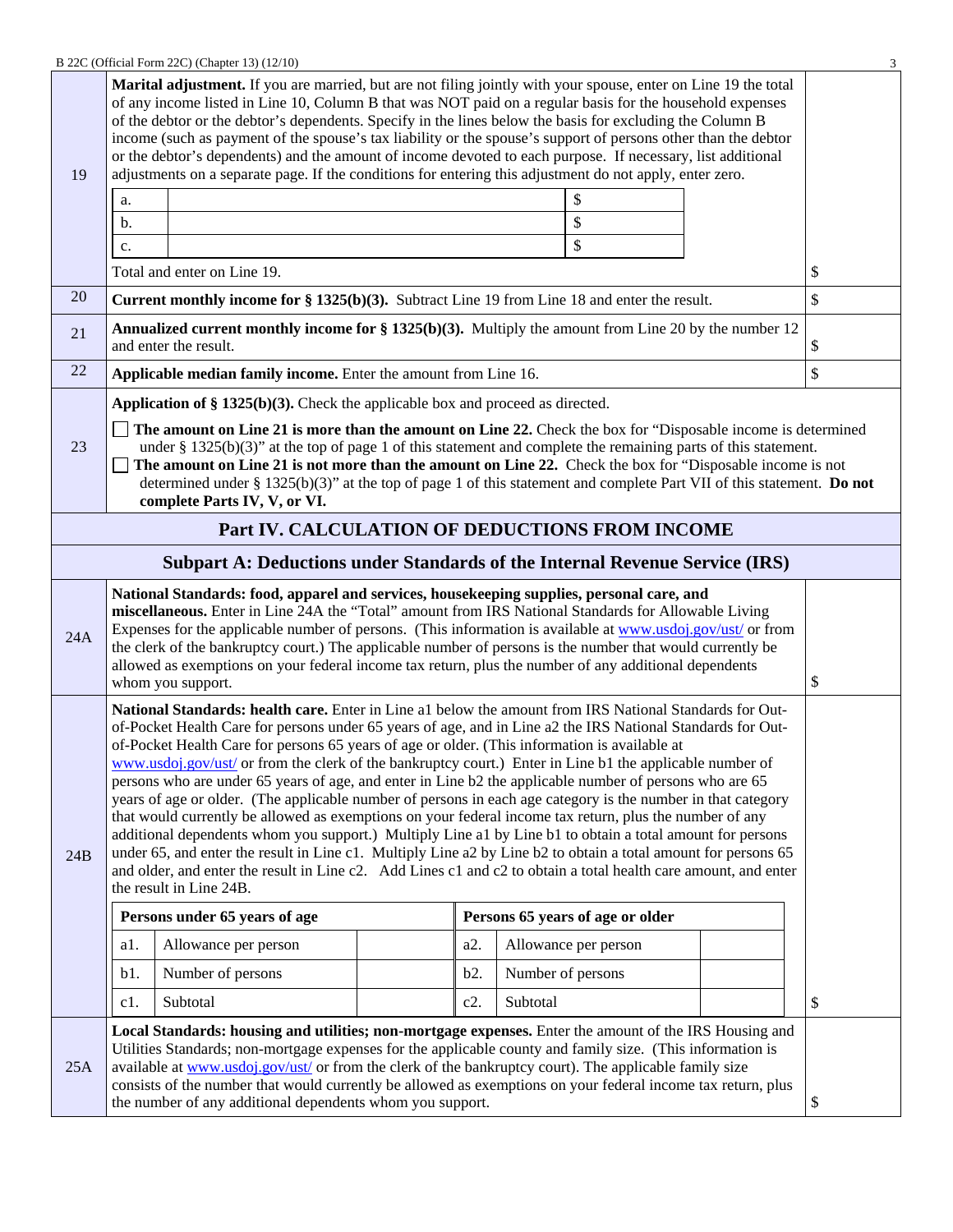| | | |
|---|---|---|
| 19 | **Marital adjustment.** If you are married, but are not filing jointly with your spouse, enter on Line 19 the total of any income listed in Line 10, Column B that was NOT paid on a regular basis for the household expenses of the debtor or the debtor's dependents. Specify in the lines below the basis for excluding the Column B income (such as payment of the spouse's tax liability or the spouse's support of persons other than the debtor or the debtor's dependents) and the amount of income devoted to each purpose. If necessary, list additional adjustments on a separate page. If the conditions for entering this adjustment do not apply, enter zero.<br>a. _____ $<br>b. _____ $<br>c. _____ $<br>Total and enter on Line 19. | $ |
| 20 | **Current monthly income for § 1325(b)(3).** Subtract Line 19 from Line 18 and enter the result. | $ |
| 21 | **Annualized current monthly income for § 1325(b)(3).** Multiply the amount from Line 20 by the number 12 and enter the result. | $ |
| 22 | **Applicable median family income.** Enter the amount from Line 16. | $ |
| 23 | **Application of § 1325(b)(3).** Check the applicable box and proceed as directed.<br>☐ **The amount on Line 21 is more than the amount on Line 22.** Check the box for "Disposable income is determined under § 1325(b)(3)" at the top of page 1 of this statement and complete the remaining parts of this statement.<br>☐ **The amount on Line 21 is not more than the amount on Line 22.** Check the box for "Disposable income is not determined under § 1325(b)(3)" at the top of page 1 of this statement and complete Part VII of this statement. **Do not complete Parts IV, V, or VI.** | |

## Part IV. CALCULATION OF DEDUCTIONS FROM INCOME

### Subpart A: Deductions under Standards of the Internal Revenue Service (IRS)

| | | |
|---|---|---|
| 24A | **National Standards: food, apparel and services, housekeeping supplies, personal care, and miscellaneous.** Enter in Line 24A the "Total" amount from IRS National Standards for Allowable Living Expenses for the applicable number of persons. (This information is available at www.usdoj.gov/ust/ or from the clerk of the bankruptcy court.) The applicable number of persons is the number that would currently be allowed as exemptions on your federal income tax return, plus the number of any additional dependents whom you support. | $ |
| 24B | **National Standards: health care.** Enter in Line a1 below the amount from IRS National Standards for Out-of-Pocket Health Care for persons under 65 years of age, and in Line a2 the IRS National Standards for Out-of-Pocket Health Care for persons 65 years of age or older. (This information is available at www.usdoj.gov/ust/ or from the clerk of the bankruptcy court.) Enter in Line b1 the applicable number of persons who are under 65 years of age, and enter in Line b2 the applicable number of persons who are 65 years of age or older. (The applicable number of persons in each age category is the number in that category that would currently be allowed as exemptions on your federal income tax return, plus the number of any additional dependents whom you support.) Multiply Line a1 by Line b1 to obtain a total amount for persons under 65, and enter the result in Line c1. Multiply Line a2 by Line b2 to obtain a total amount for persons 65 and older, and enter the result in Line c2. Add Lines c1 and c2 to obtain a total health care amount, and enter the result in Line 24B. | $ |

| **Persons under 65 years of age** | | | **Persons 65 years of age or older** | | |
|---|---|---|---|---|---|
| a1. | Allowance per person | | a2. | Allowance per person | |
| b1. | Number of persons | | b2. | Number of persons | |
| c1. | Subtotal | | c2. | Subtotal | |

| | | |
|---|---|---|
| 25A | **Local Standards: housing and utilities; non-mortgage expenses.** Enter the amount of the IRS Housing and Utilities Standards; non-mortgage expenses for the applicable county and family size. (This information is available at www.usdoj.gov/ust/ or from the clerk of the bankruptcy court). The applicable family size consists of the number that would currently be allowed as exemptions on your federal income tax return, plus the number of any additional dependents whom you support. | $ |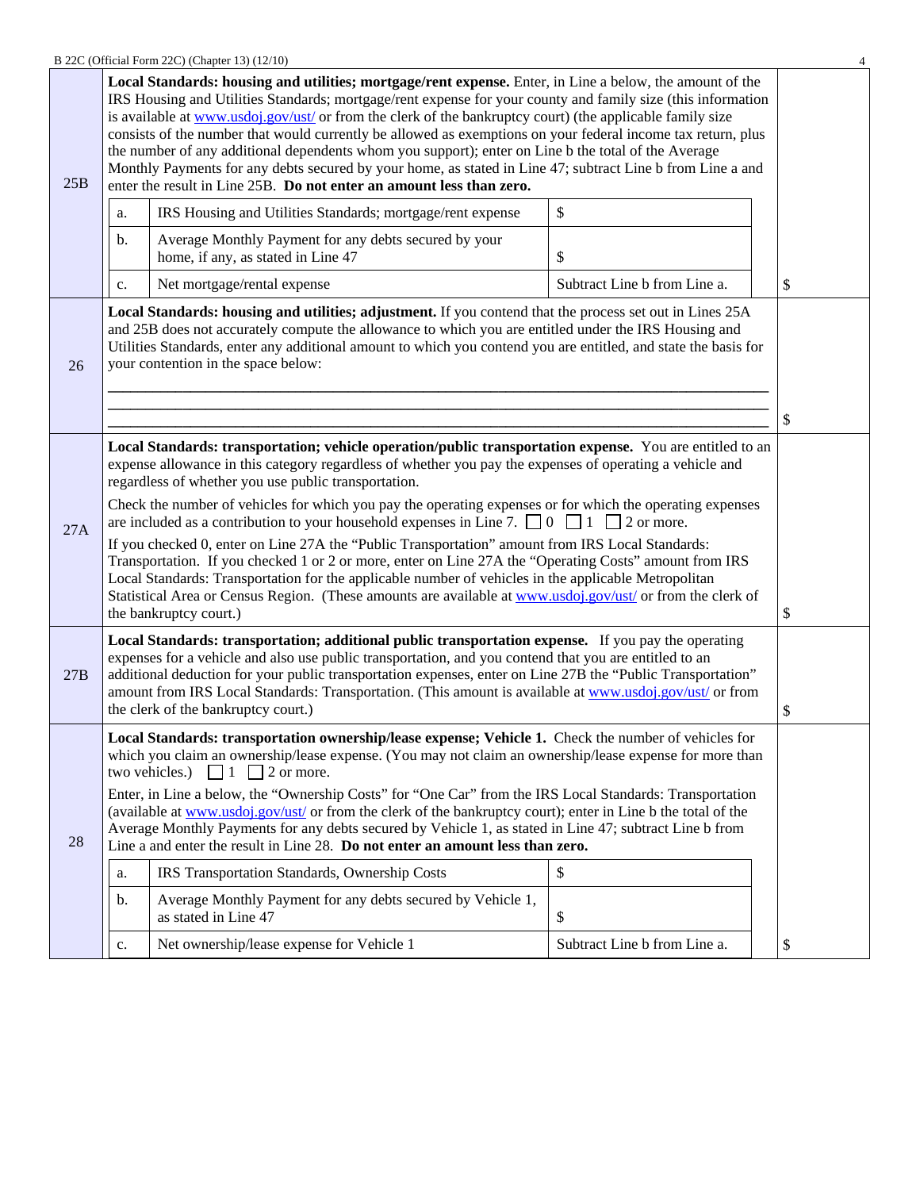| Line | Description | Amount |
|---|---|---|
| 25B | **Local Standards: housing and utilities; mortgage/rent expense.** Enter, in Line a below, the amount of the IRS Housing and Utilities Standards; mortgage/rent expense for your county and family size (this information is available at www.usdoj.gov/ust/ or from the clerk of the bankruptcy court) (the applicable family size consists of the number that would currently be allowed as exemptions on your federal income tax return, plus the number of any additional dependents whom you support); enter on Line b the total of the Average Monthly Payments for any debts secured by your home, as stated in Line 47; subtract Line b from Line a and enter the result in Line 25B. **Do not enter an amount less than zero.**<br>a. IRS Housing and Utilities Standards; mortgage/rent expense — $<br>b. Average Monthly Payment for any debts secured by your home, if any, as stated in Line 47 — $<br>c. Net mortgage/rental expense — Subtract Line b from Line a. | $ |
| 26 | **Local Standards: housing and utilities; adjustment.** If you contend that the process set out in Lines 25A and 25B does not accurately compute the allowance to which you are entitled under the IRS Housing and Utilities Standards, enter any additional amount to which you contend you are entitled, and state the basis for your contention in the space below:<br>\_\_\_\_\_\_\_\_\_\_\_\_\_\_\_\_\_\_\_\_\_\_\_\_\_\_\_\_\_\_\_\_\_\_\_\_\_\_\_\_<br>\_\_\_\_\_\_\_\_\_\_\_\_\_\_\_\_\_\_\_\_\_\_\_\_\_\_\_\_\_\_\_\_\_\_\_\_\_\_\_\_<br>\_\_\_\_\_\_\_\_\_\_\_\_\_\_\_\_\_\_\_\_\_\_\_\_\_\_\_\_\_\_\_\_\_\_\_\_\_\_\_\_ | $ |
| 27A | **Local Standards: transportation; vehicle operation/public transportation expense.** You are entitled to an expense allowance in this category regardless of whether you pay the expenses of operating a vehicle and regardless of whether you use public transportation.<br>Check the number of vehicles for which you pay the operating expenses or for which the operating expenses are included as a contribution to your household expenses in Line 7. ☐ 0 ☐ 1 ☐ 2 or more.<br>If you checked 0, enter on Line 27A the "Public Transportation" amount from IRS Local Standards: Transportation. If you checked 1 or 2 or more, enter on Line 27A the "Operating Costs" amount from IRS Local Standards: Transportation for the applicable number of vehicles in the applicable Metropolitan Statistical Area or Census Region. (These amounts are available at www.usdoj.gov/ust/ or from the clerk of the bankruptcy court.) | $ |
| 27B | **Local Standards: transportation; additional public transportation expense.** If you pay the operating expenses for a vehicle and also use public transportation, and you contend that you are entitled to an additional deduction for your public transportation expenses, enter on Line 27B the "Public Transportation" amount from IRS Local Standards: Transportation. (This amount is available at www.usdoj.gov/ust/ or from the clerk of the bankruptcy court.) | $ |
| 28 | **Local Standards: transportation ownership/lease expense; Vehicle 1.** Check the number of vehicles for which you claim an ownership/lease expense. (You may not claim an ownership/lease expense for more than two vehicles.) ☐ 1 ☐ 2 or more.<br>Enter, in Line a below, the "Ownership Costs" for "One Car" from the IRS Local Standards: Transportation (available at www.usdoj.gov/ust/ or from the clerk of the bankruptcy court); enter in Line b the total of the Average Monthly Payments for any debts secured by Vehicle 1, as stated in Line 47; subtract Line b from Line a and enter the result in Line 28. **Do not enter an amount less than zero.**<br>a. IRS Transportation Standards, Ownership Costs — $<br>b. Average Monthly Payment for any debts secured by Vehicle 1, as stated in Line 47 — $<br>c. Net ownership/lease expense for Vehicle 1 — Subtract Line b from Line a. | $ |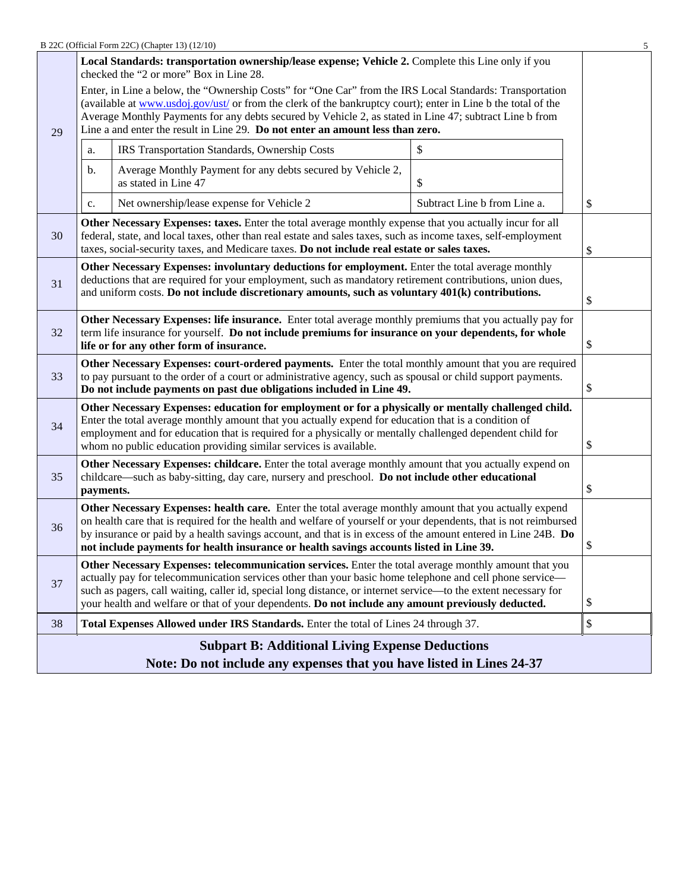| Line | Description | Amount |
|---|---|---|
| 29 | **Local Standards: transportation ownership/lease expense; Vehicle 2.** Complete this Line only if you checked the "2 or more" Box in Line 28.<br><br>Enter, in Line a below, the "Ownership Costs" for "One Car" from the IRS Local Standards: Transportation (available at www.usdoj.gov/ust/ or from the clerk of the bankruptcy court); enter in Line b the total of the Average Monthly Payments for any debts secured by Vehicle 2, as stated in Line 47; subtract Line b from Line a and enter the result in Line 29. **Do not enter an amount less than zero.**<br><br>a. IRS Transportation Standards, Ownership Costs: $<br>b. Average Monthly Payment for any debts secured by Vehicle 2, as stated in Line 47: $<br>c. Net ownership/lease expense for Vehicle 2: Subtract Line b from Line a. | $ |
| 30 | **Other Necessary Expenses: taxes.** Enter the total average monthly expense that you actually incur for all federal, state, and local taxes, other than real estate and sales taxes, such as income taxes, self-employment taxes, social-security taxes, and Medicare taxes. **Do not include real estate or sales taxes.** | $ |
| 31 | **Other Necessary Expenses: involuntary deductions for employment.** Enter the total average monthly deductions that are required for your employment, such as mandatory retirement contributions, union dues, and uniform costs. **Do not include discretionary amounts, such as voluntary 401(k) contributions.** | $ |
| 32 | **Other Necessary Expenses: life insurance.** Enter total average monthly premiums that you actually pay for term life insurance for yourself. **Do not include premiums for insurance on your dependents, for whole life or for any other form of insurance.** | $ |
| 33 | **Other Necessary Expenses: court-ordered payments.** Enter the total monthly amount that you are required to pay pursuant to the order of a court or administrative agency, such as spousal or child support payments. **Do not include payments on past due obligations included in Line 49.** | $ |
| 34 | **Other Necessary Expenses: education for employment or for a physically or mentally challenged child.** Enter the total average monthly amount that you actually expend for education that is a condition of employment and for education that is required for a physically or mentally challenged dependent child for whom no public education providing similar services is available. | $ |
| 35 | **Other Necessary Expenses: childcare.** Enter the total average monthly amount that you actually expend on childcare—such as baby-sitting, day care, nursery and preschool. **Do not include other educational payments.** | $ |
| 36 | **Other Necessary Expenses: health care.** Enter the total average monthly amount that you actually expend on health care that is required for the health and welfare of yourself or your dependents, that is not reimbursed by insurance or paid by a health savings account, and that is in excess of the amount entered in Line 24B. **Do not include payments for health insurance or health savings accounts listed in Line 39.** | $ |
| 37 | **Other Necessary Expenses: telecommunication services.** Enter the total average monthly amount that you actually pay for telecommunication services other than your basic home telephone and cell phone service—such as pagers, call waiting, caller id, special long distance, or internet service—to the extent necessary for your health and welfare or that of your dependents. **Do not include any amount previously deducted.** | $ |
| 38 | **Total Expenses Allowed under IRS Standards.** Enter the total of Lines 24 through 37. | $ |

## Subpart B: Additional Living Expense Deductions

**Note: Do not include any expenses that you have listed in Lines 24-37**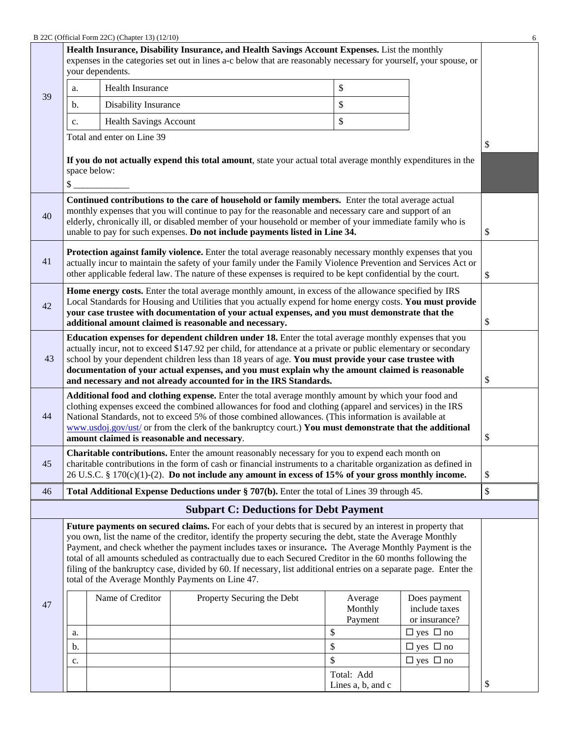| | | |
|---|---|---|
| 39 | **Health Insurance, Disability Insurance, and Health Savings Account Expenses.** List the monthly expenses in the categories set out in lines a-c below that are reasonably necessary for yourself, your spouse, or your dependents.<br><br>a. Health Insurance $<br>b. Disability Insurance $<br>c. Health Savings Account $<br><br>Total and enter on Line 39<br><br>**If you do not actually expend this total amount**, state your actual total average monthly expenditures in the space below:<br>$ ____________ | $ |
| 40 | **Continued contributions to the care of household or family members.** Enter the total average actual monthly expenses that you will continue to pay for the reasonable and necessary care and support of an elderly, chronically ill, or disabled member of your household or member of your immediate family who is unable to pay for such expenses. **Do not include payments listed in Line 34.** | $ |
| 41 | **Protection against family violence.** Enter the total average reasonably necessary monthly expenses that you actually incur to maintain the safety of your family under the Family Violence Prevention and Services Act or other applicable federal law. The nature of these expenses is required to be kept confidential by the court. | $ |
| 42 | **Home energy costs.** Enter the total average monthly amount, in excess of the allowance specified by IRS Local Standards for Housing and Utilities that you actually expend for home energy costs. **You must provide your case trustee with documentation of your actual expenses, and you must demonstrate that the additional amount claimed is reasonable and necessary.** | $ |
| 43 | **Education expenses for dependent children under 18.** Enter the total average monthly expenses that you actually incur, not to exceed $147.92 per child, for attendance at a private or public elementary or secondary school by your dependent children less than 18 years of age. **You must provide your case trustee with documentation of your actual expenses, and you must explain why the amount claimed is reasonable and necessary and not already accounted for in the IRS Standards.** | $ |
| 44 | **Additional food and clothing expense.** Enter the total average monthly amount by which your food and clothing expenses exceed the combined allowances for food and clothing (apparel and services) in the IRS National Standards, not to exceed 5% of those combined allowances. (This information is available at www.usdoj.gov/ust/ or from the clerk of the bankruptcy court.) **You must demonstrate that the additional amount claimed is reasonable and necessary**. | $ |
| 45 | **Charitable contributions.** Enter the amount reasonably necessary for you to expend each month on charitable contributions in the form of cash or financial instruments to a charitable organization as defined in 26 U.S.C. § 170(c)(1)-(2). **Do not include any amount in excess of 15% of your gross monthly income.** | $ |
| 46 | **Total Additional Expense Deductions under § 707(b).** Enter the total of Lines 39 through 45. | $ |

## Subpart C: Deductions for Debt Payment

**47** — **Future payments on secured claims.** For each of your debts that is secured by an interest in property that you own, list the name of the creditor, identify the property securing the debt, state the Average Monthly Payment, and check whether the payment includes taxes or insurance. The Average Monthly Payment is the total of all amounts scheduled as contractually due to each Secured Creditor in the 60 months following the filing of the bankruptcy case, divided by 60. If necessary, list additional entries on a separate page. Enter the total of the Average Monthly Payments on Line 47.

| | Name of Creditor | Property Securing the Debt | Average Monthly Payment | Does payment include taxes or insurance? |
|---|---|---|---|---|
| a. | | | $ | ☐ yes ☐ no |
| b. | | | $ | ☐ yes ☐ no |
| c. | | | $ | ☐ yes ☐ no |
| | | | Total: Add Lines a, b, and c | |

Line 47 total: $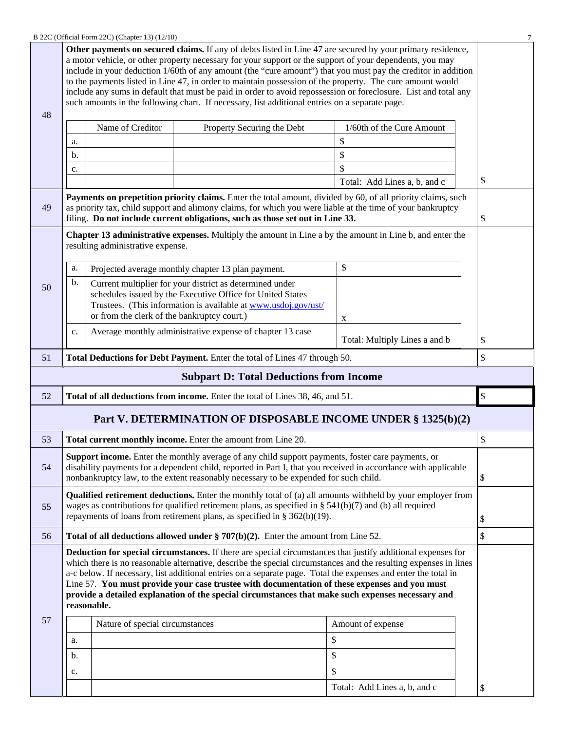| | | |
|---|---|---|
| 48 | **Other payments on secured claims.** If any of debts listed in Line 47 are secured by your primary residence, a motor vehicle, or other property necessary for your support or the support of your dependents, you may include in your deduction 1/60th of any amount (the "cure amount") that you must pay the creditor in addition to the payments listed in Line 47, in order to maintain possession of the property. The cure amount would include any sums in default that must be paid in order to avoid repossession or foreclosure. List and total any such amounts in the following chart. If necessary, list additional entries on a separate page. | |

| | Name of Creditor | Property Securing the Debt | 1/60th of the Cure Amount | |
|---|---|---|---|---|
| a. | | | $ | |
| b. | | | $ | |
| c. | | | $ | |
| | | | Total: Add Lines a, b, and c | $ |

| | | |
|---|---|---|
| 49 | **Payments on prepetition priority claims.** Enter the total amount, divided by 60, of all priority claims, such as priority tax, child support and alimony claims, for which you were liable at the time of your bankruptcy filing. **Do not include current obligations, such as those set out in Line 33.** | $ |
| 50 | **Chapter 13 administrative expenses.** Multiply the amount in Line a by the amount in Line b, and enter the resulting administrative expense. | |

| | | | |
|---|---|---|---|
| a. | Projected average monthly chapter 13 plan payment. | $ | |
| b. | Current multiplier for your district as determined under schedules issued by the Executive Office for United States Trustees. (This information is available at [www.usdoj.gov/ust/](www.usdoj.gov/ust/) or from the clerk of the bankruptcy court.) | x | |
| c. | Average monthly administrative expense of chapter 13 case | Total: Multiply Lines a and b | $ |

| | | |
|---|---|---|
| 51 | **Total Deductions for Debt Payment.** Enter the total of Lines 47 through 50. | $ |

## Subpart D: Total Deductions from Income

| | | |
|---|---|---|
| 52 | **Total of all deductions from income.** Enter the total of Lines 38, 46, and 51. | $ |

## Part V. DETERMINATION OF DISPOSABLE INCOME UNDER § 1325(b)(2)

| | | |
|---|---|---|
| 53 | **Total current monthly income.** Enter the amount from Line 20. | $ |
| 54 | **Support income.** Enter the monthly average of any child support payments, foster care payments, or disability payments for a dependent child, reported in Part I, that you received in accordance with applicable nonbankruptcy law, to the extent reasonably necessary to be expended for such child. | $ |
| 55 | **Qualified retirement deductions.** Enter the monthly total of (a) all amounts withheld by your employer from wages as contributions for qualified retirement plans, as specified in § 541(b)(7) and (b) all required repayments of loans from retirement plans, as specified in § 362(b)(19). | $ |
| 56 | **Total of all deductions allowed under § 707(b)(2).** Enter the amount from Line 52. | $ |
| 57 | **Deduction for special circumstances.** If there are special circumstances that justify additional expenses for which there is no reasonable alternative, describe the special circumstances and the resulting expenses in lines a-c below. If necessary, list additional entries on a separate page. Total the expenses and enter the total in Line 57. **You must provide your case trustee with documentation of these expenses and you must provide a detailed explanation of the special circumstances that make such expenses necessary and reasonable.** | |

| | Nature of special circumstances | Amount of expense | |
|---|---|---|---|
| a. | | $ | |
| b. | | $ | |
| c. | | $ | |
| | | Total: Add Lines a, b, and c | $ |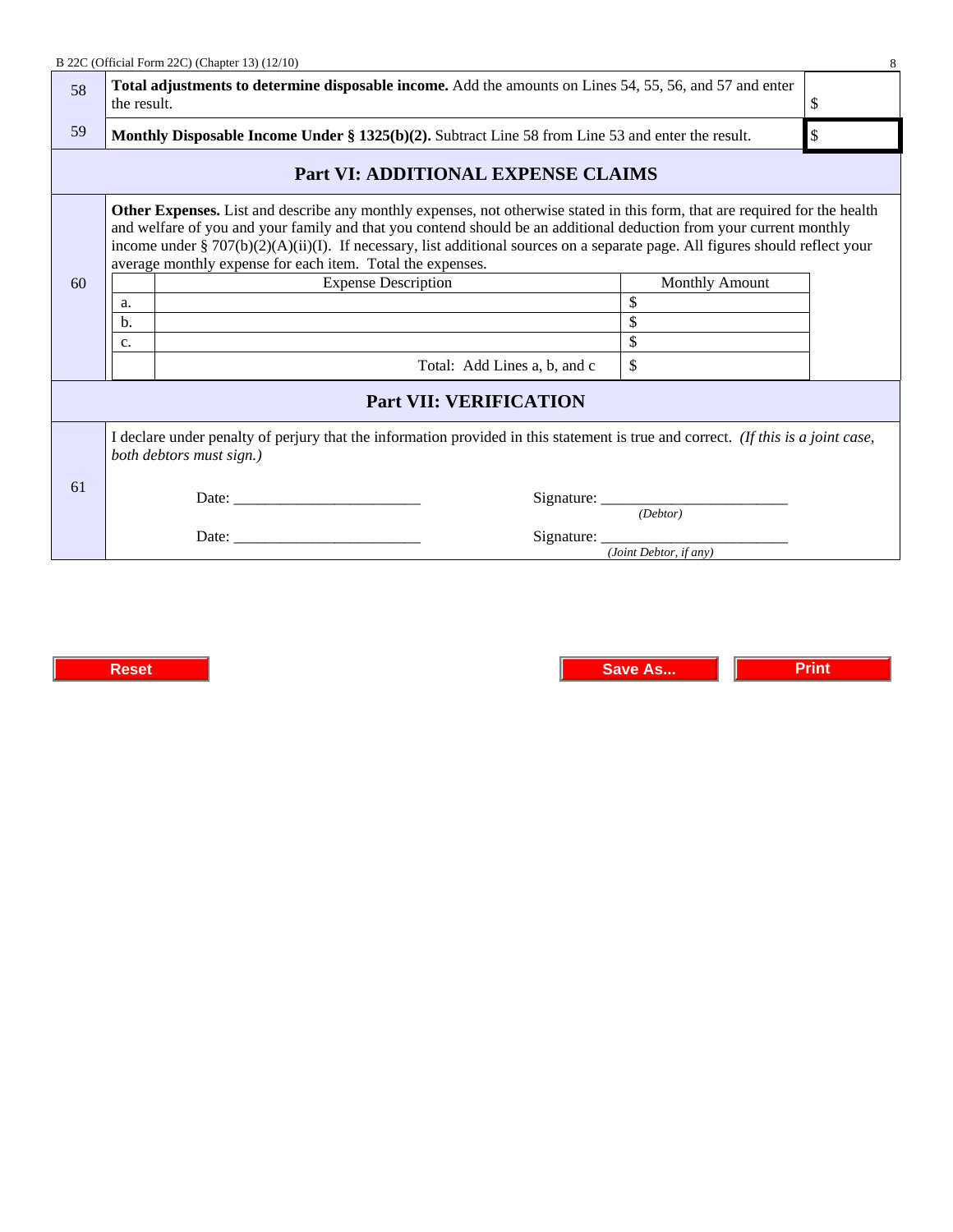| | | |
|---|---|---|
| 58 | **Total adjustments to determine disposable income.** Add the amounts on Lines 54, 55, 56, and 57 and enter the result. | $ |
| 59 | **Monthly Disposable Income Under § 1325(b)(2).** Subtract Line 58 from Line 53 and enter the result. | $ |

## Part VI: ADDITIONAL EXPENSE CLAIMS

**60** **Other Expenses.** List and describe any monthly expenses, not otherwise stated in this form, that are required for the health and welfare of you and your family and that you contend should be an additional deduction from your current monthly income under § 707(b)(2)(A)(ii)(I). If necessary, list additional sources on a separate page. All figures should reflect your average monthly expense for each item. Total the expenses.

| | Expense Description | Monthly Amount |
|---|---|---|
| a. | | $ |
| b. | | $ |
| c. | | $ |
| | Total: Add Lines a, b, and c | $ |

## Part VII: VERIFICATION

**61** I declare under penalty of perjury that the information provided in this statement is true and correct. *(If this is a joint case, both debtors must sign.)*

Date: ________________________ Signature: ________________________
*(Debtor)*

Date: ________________________ Signature: ________________________
*(Joint Debtor, if any)*

Reset | Save As... | Print